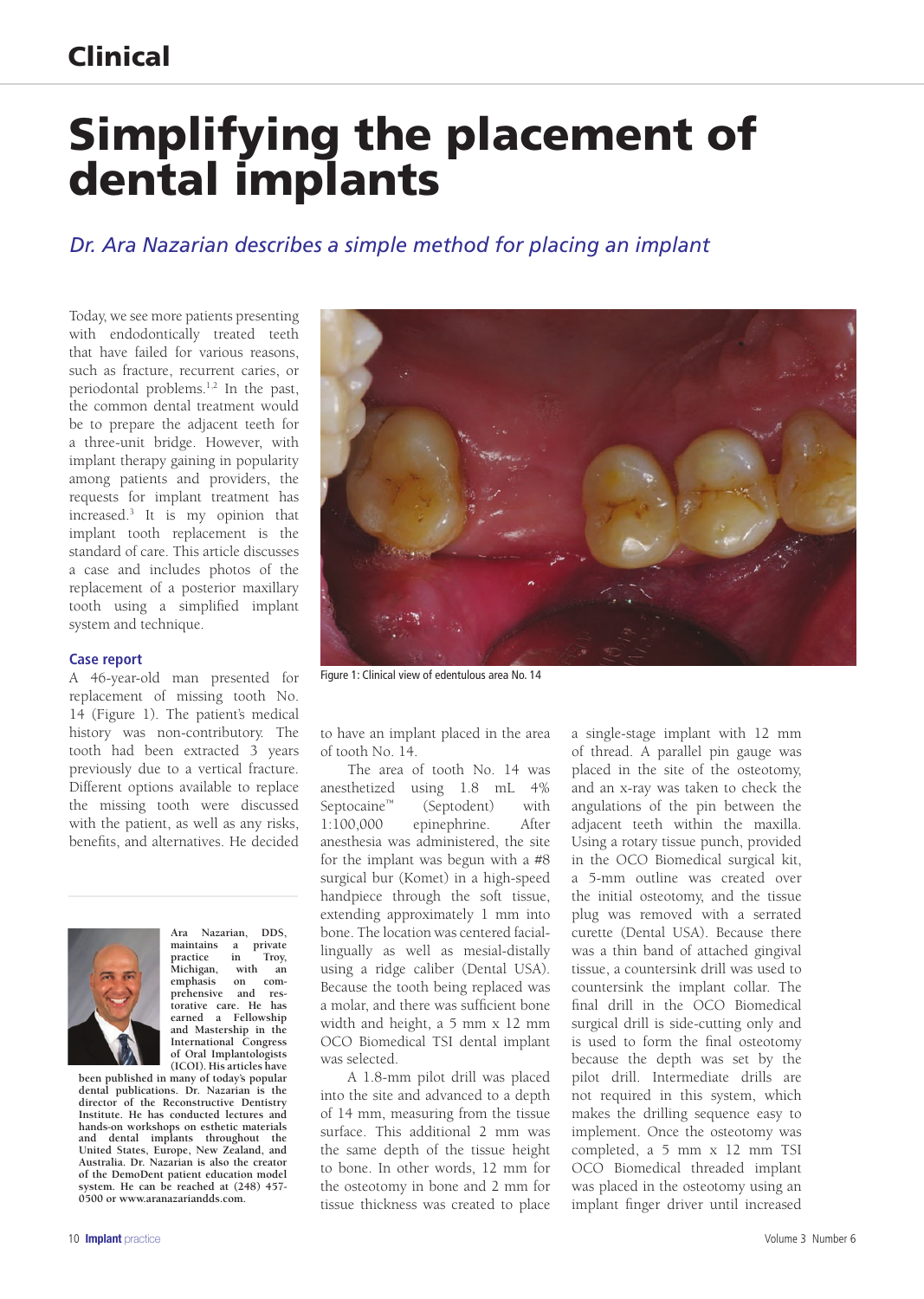# Simplifying the placement of dental implants

*Dr. Ara Nazarian describes a simple method for placing an implant*

Today, we see more patients presenting with endodontically treated teeth that have failed for various reasons, such as fracture, recurrent caries, or periodontal problems.[1,2] In the past, the common dental treatment would be to prepare the adjacent teeth for a three-unit bridge. However, with implant therapy gaining in popularity among patients and providers, the requests for implant treatment has increased.[3] It is my opinion that implant tooth replacement is the standard of care. This article discusses a case and includes photos of the replacement of a posterior maxillary tooth using a simplified implant system and technique.

## Case report

A 46-year-old man presented for replacement of missing tooth No. 14 (Figure 1). The patient's medical history was non-contributory. The tooth had been extracted 3 years previously due to a vertical fracture. Different options available to replace the missing tooth were discussed with the patient, as well as any risks, benefits, and alternatives. He decided to have an implant placed in the area of tooth No. 14.

Figure 1: Clinical view of edentulous area No. 14

The area of tooth No. 14 was anesthetized using 1.8 mL 4% Septocaine™ (Septodent) with 1:100,000 epinephrine. After anesthesia was administered, the site for the implant was begun with a #8 surgical bur (Komet) in a high-speed handpiece through the soft tissue, extending approximately 1 mm into bone. The location was centered facial-lingually as well as mesial-distally using a ridge caliber (Dental USA). Because the tooth being replaced was a molar, and there was sufficient bone width and height, a 5 mm x 12 mm OCO Biomedical TSI dental implant was selected.

A 1.8-mm pilot drill was placed into the site and advanced to a depth of 14 mm, measuring from the tissue surface. This additional 2 mm was the same depth of the tissue height to bone. In other words, 12 mm for the osteotomy in bone and 2 mm for tissue thickness was created to place a single-stage implant with 12 mm of thread. A parallel pin gauge was placed in the site of the osteotomy, and an x-ray was taken to check the angulations of the pin between the adjacent teeth within the maxilla. Using a rotary tissue punch, provided in the OCO Biomedical surgical kit, a 5-mm outline was created over the initial osteotomy, and the tissue plug was removed with a serrated curette (Dental USA). Because there was a thin band of attached gingival tissue, a countersink drill was used to countersink the implant collar. The final drill in the OCO Biomedical surgical drill is side-cutting only and is used to form the final osteotomy because the depth was set by the pilot drill. Intermediate drills are not required in this system, which makes the drilling sequence easy to implement. Once the osteotomy was completed, a 5 mm x 12 mm TSI OCO Biomedical threaded implant was placed in the osteotomy using an implant finger driver until increased

**Ara Nazarian, DDS,** maintains a private practice in Troy, Michigan, with an emphasis on comprehensive and restorative care. He has earned a Fellowship and Mastership in the International Congress of Oral Implantologists (ICOI). His articles have been published in many of today's popular dental publications. Dr. Nazarian is the director of the Reconstructive Dentistry Institute. He has conducted lectures and hands-on workshops on esthetic materials and dental implants throughout the United States, Europe, New Zealand, and Australia. Dr. Nazarian is also the creator of the DemoDent patient education model system. He can be reached at (248) 457-0500 or www.aranazariandds.com.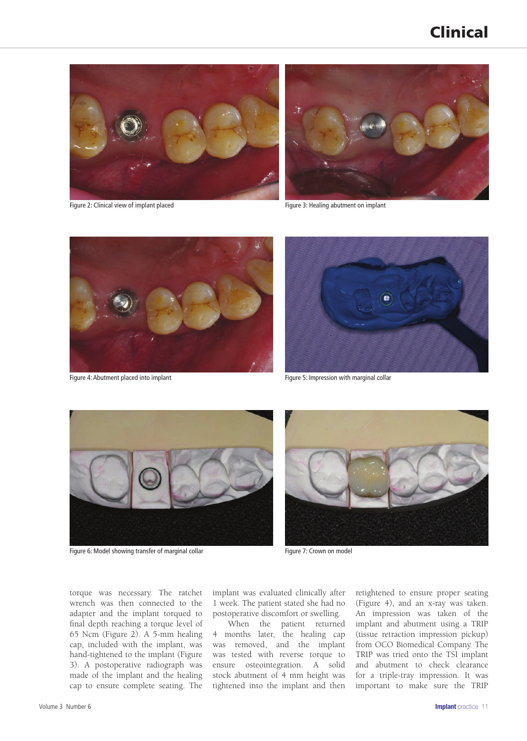Figure 2: Clinical view of implant placed

Figure 3: Healing abutment on implant

Figure 4: Abutment placed into implant

Figure 5: Impression with marginal collar

Figure 6: Model showing transfer of marginal collar

Figure 7: Crown on model

torque was necessary. The ratchet wrench was then connected to the adapter and the implant torqued to final depth reaching a torque level of 65 Ncm (Figure 2). A 5-mm healing cap, included with the implant, was hand-tightened to the implant (Figure 3). A postoperative radiograph was made of the implant and the healing cap to ensure complete seating. The implant was evaluated clinically after 1 week. The patient stated she had no postoperative discomfort or swelling.

When the patient returned 4 months later, the healing cap was removed, and the implant was tested with reverse torque to ensure osteointegration. A solid stock abutment of 4 mm height was tightened into the implant and then retightened to ensure proper seating (Figure 4), and an x-ray was taken. An impression was taken of the implant and abutment using a TRIP (tissue retraction impression pickup) from OCO Biomedical Company. The TRIP was tried onto the TSI implant and abutment to check clearance for a triple-tray impression. It was important to make sure the TRIP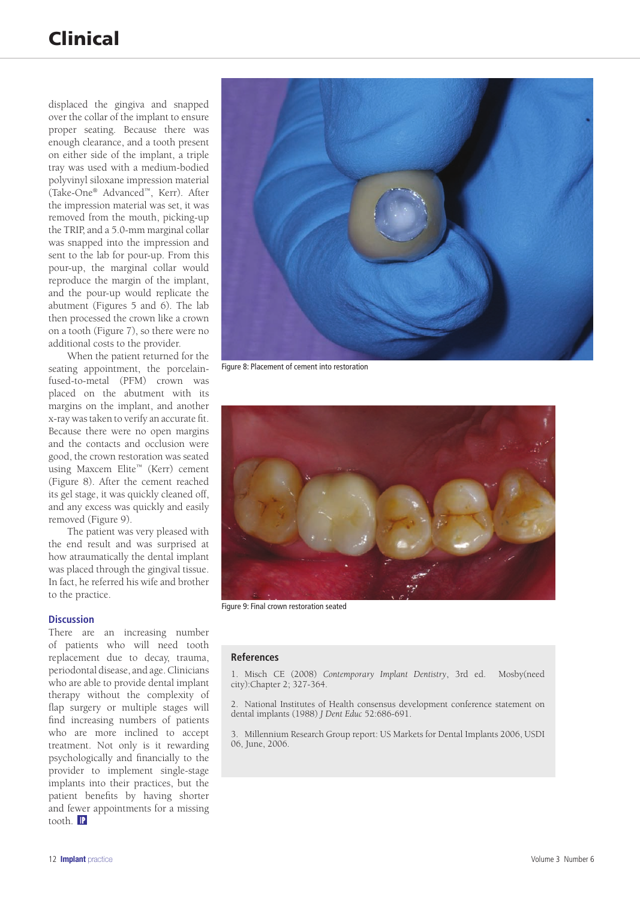displaced the gingiva and snapped over the collar of the implant to ensure proper seating. Because there was enough clearance, and a tooth present on either side of the implant, a triple tray was used with a medium-bodied polyvinyl siloxane impression material (Take-One® Advanced™, Kerr). After the impression material was set, it was removed from the mouth, picking-up the TRIP, and a 5.0-mm marginal collar was snapped into the impression and sent to the lab for pour-up. From this pour-up, the marginal collar would reproduce the margin of the implant, and the pour-up would replicate the abutment (Figures 5 and 6). The lab then processed the crown like a crown on a tooth (Figure 7), so there were no additional costs to the provider.

When the patient returned for the seating appointment, the porcelain-fused-to-metal (PFM) crown was placed on the abutment with its margins on the implant, and another x-ray was taken to verify an accurate fit. Because there were no open margins and the contacts and occlusion were good, the crown restoration was seated using Maxcem Elite™ (Kerr) cement (Figure 8). After the cement reached its gel stage, it was quickly cleaned off, and any excess was quickly and easily removed (Figure 9).

The patient was very pleased with the end result and was surprised at how atraumatically the dental implant was placed through the gingival tissue. In fact, he referred his wife and brother to the practice.

Figure 8: Placement of cement into restoration

Figure 9: Final crown restoration seated

## Discussion

There are an increasing number of patients who will need tooth replacement due to decay, trauma, periodontal disease, and age. Clinicians who are able to provide dental implant therapy without the complexity of flap surgery or multiple stages will find increasing numbers of patients who are more inclined to accept treatment. Not only is it rewarding psychologically and financially to the provider to implement single-stage implants into their practices, but the patient benefits by having shorter and fewer appointments for a missing tooth.

## References

1. Misch CE (2008) *Contemporary Implant Dentistry*, 3rd ed. Mosby(need city):Chapter 2; 327-364.

2. National Institutes of Health consensus development conference statement on dental implants (1988) *J Dent Educ* 52:686-691.

3. Millennium Research Group report: US Markets for Dental Implants 2006, USDI 06, June, 2006.